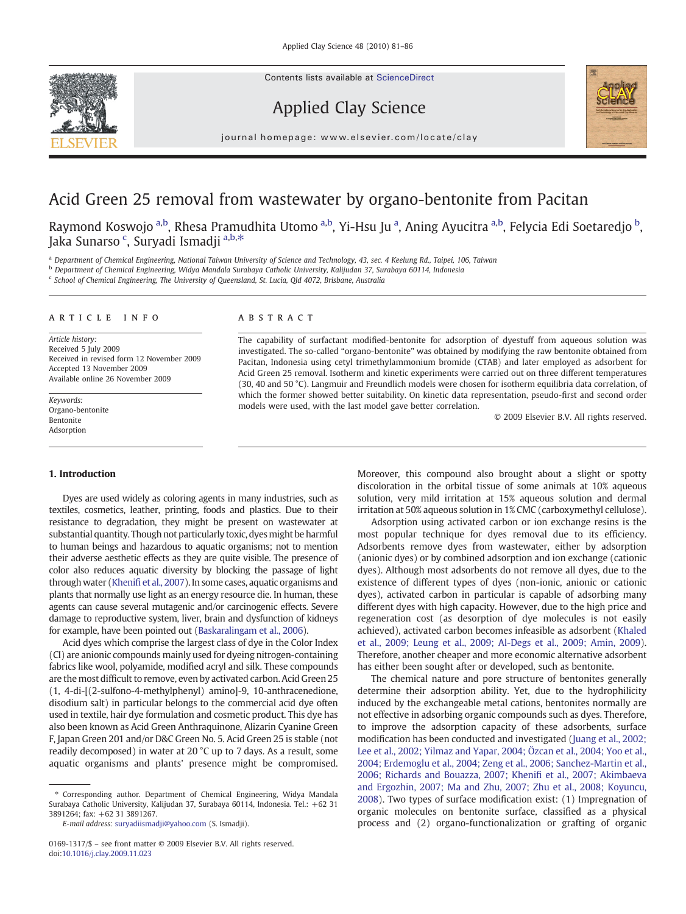# Acid Green 25 removal from wastewater by organo-bentonite from Pacitan

Raymond Koswojo [a,b], Rhesa Pramudhita Utomo [a,b], Yi-Hsu Ju [a], Aning Ayucitra [a,b], Felycia Edi Soetaredjo [b], Jaka Sunarso [c], Suryadi Ismadji [a,b,*]

[a] Department of Chemical Engineering, National Taiwan University of Science and Technology, 43, sec. 4 Keelung Rd., Taipei, 106, Taiwan
[b] Department of Chemical Engineering, Widya Mandala Surabaya Catholic University, Kalijudan 37, Surabaya 60114, Indonesia
[c] School of Chemical Engineering, The University of Queensland, St. Lucia, Qld 4072, Brisbane, Australia

## ARTICLE INFO

*Article history:*
Received 5 July 2009
Received in revised form 12 November 2009
Accepted 13 November 2009
Available online 26 November 2009

*Keywords:*
Organo-bentonite
Bentonite
Adsorption

## ABSTRACT

The capability of surfactant modified-bentonite for adsorption of dyestuff from aqueous solution was investigated. The so-called "organo-bentonite" was obtained by modifying the raw bentonite obtained from Pacitan, Indonesia using cetyl trimethyllammonium bromide (CTAB) and later employed as adsorbent for Acid Green 25 removal. Isotherm and kinetic experiments were carried out on three different temperatures (30, 40 and 50 °C). Langmuir and Freundlich models were chosen for isotherm equilibria data correlation, of which the former showed better suitability. On kinetic data representation, pseudo-first and second order models were used, with the last model gave better correlation.

© 2009 Elsevier B.V. All rights reserved.

## 1. Introduction

Dyes are used widely as coloring agents in many industries, such as textiles, cosmetics, leather, printing, foods and plastics. Due to their resistance to degradation, they might be present on wastewater at substantial quantity. Though not particularly toxic, dyes might be harmful to human beings and hazardous to aquatic organisms; not to mention their adverse aesthetic effects as they are quite visible. The presence of color also reduces aquatic diversity by blocking the passage of light through water (Khenifi et al., 2007). In some cases, aquatic organisms and plants that normally use light as an energy resource die. In human, these agents can cause several mutagenic and/or carcinogenic effects. Severe damage to reproductive system, liver, brain and dysfunction of kidneys for example, have been pointed out (Baskaralingam et al., 2006).

Acid dyes which comprise the largest class of dye in the Color Index (CI) are anionic compounds mainly used for dyeing nitrogen-containing fabrics like wool, polyamide, modified acryl and silk. These compounds are the most difficult to remove, even by activated carbon. Acid Green 25 (1, 4-di-[(2-sulfono-4-methylphenyl) amino]-9, 10-anthracenedione, disodium salt) in particular belongs to the commercial acid dye often used in textile, hair dye formulation and cosmetic product. This dye has also been known as Acid Green Anthraquinone, Alizarin Cyanine Green F, Japan Green 201 and/or D&C Green No. 5. Acid Green 25 is stable (not readily decomposed) in water at 20 °C up to 7 days. As a result, some aquatic organisms and plants' presence might be compromised. Moreover, this compound also brought about a slight or spotty discoloration in the orbital tissue of some animals at 10% aqueous solution, very mild irritation at 15% aqueous solution and dermal irritation at 50% aqueous solution in 1% CMC (carboxymethyl cellulose).

Adsorption using activated carbon or ion exchange resins is the most popular technique for dyes removal due to its efficiency. Adsorbents remove dyes from wastewater, either by adsorption (anionic dyes) or by combined adsorption and ion exchange (cationic dyes). Although most adsorbents do not remove all dyes, due to the existence of different types of dyes (non-ionic, anionic or cationic dyes), activated carbon in particular is capable of adsorbing many different dyes with high capacity. However, due to the high price and regeneration cost (as desorption of dye molecules is not easily achieved), activated carbon becomes infeasible as adsorbent (Khaled et al., 2009; Leung et al., 2009; Al-Degs et al., 2009; Amin, 2009). Therefore, another cheaper and more economic alternative adsorbent has either been sought after or developed, such as bentonite.

The chemical nature and pore structure of bentonites generally determine their adsorption ability. Yet, due to the hydrophilicity induced by the exchangeable metal cations, bentonites normally are not effective in adsorbing organic compounds such as dyes. Therefore, to improve the adsorption capacity of these adsorbents, surface modification has been conducted and investigated (Juang et al., 2002; Lee et al., 2002; Yilmaz and Yapar, 2004; Özcan et al., 2004; Yoo et al., 2004; Erdemoglu et al., 2004; Zeng et al., 2006; Sanchez-Martin et al., 2006; Richards and Bouazza, 2007; Khenifi et al., 2007; Akimbaeva and Ergozhin, 2007; Ma and Zhu, 2007; Zhu et al., 2008; Koyuncu, 2008). Two types of surface modification exist: (1) Impregnation of organic molecules on bentonite surface, classified as a physical process and (2) organo-functionalization or grafting of organic

\* Corresponding author. Department of Chemical Engineering, Widya Mandala Surabaya Catholic University, Kalijudan 37, Surabaya 60114, Indonesia. Tel.: +62 31 3891264; fax: +62 31 3891267.
*E-mail address:* suryadiismadji@yahoo.com (S. Ismadji).

0169-1317/$ – see front matter © 2009 Elsevier B.V. All rights reserved.
doi:10.1016/j.clay.2009.11.023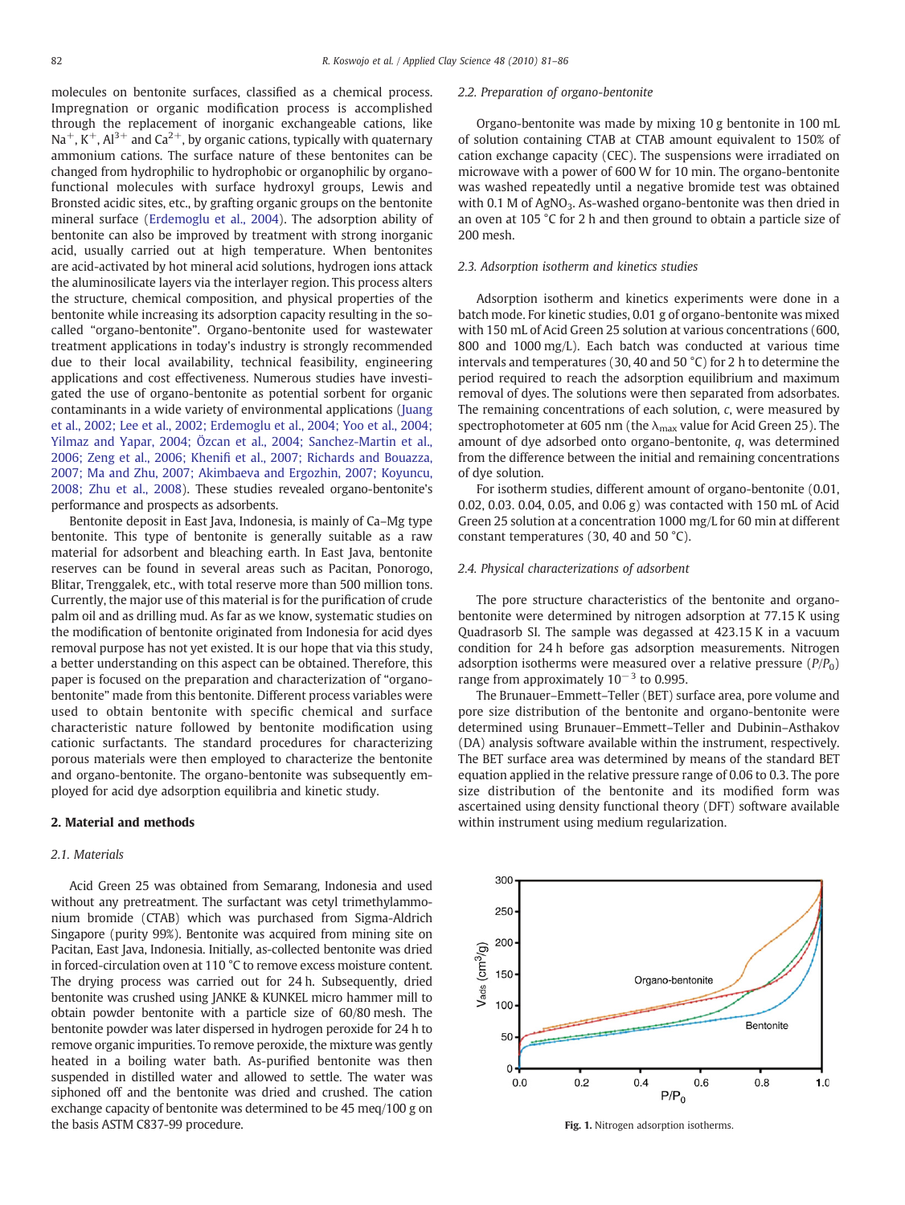molecules on bentonite surfaces, classified as a chemical process. Impregnation or organic modification process is accomplished through the replacement of inorganic exchangeable cations, like $Na^{+}$, $K^{+}$, $Al^{3+}$ and $Ca^{2+}$, by organic cations, typically with quaternary ammonium cations. The surface nature of these bentonites can be changed from hydrophilic to hydrophobic or organophilic by organo-functional molecules with surface hydroxyl groups, Lewis and Bronsted acidic sites, etc., by grafting organic groups on the bentonite mineral surface (Erdemoglu et al., 2004). The adsorption ability of bentonite can also be improved by treatment with strong inorganic acid, usually carried out at high temperature. When bentonites are acid-activated by hot mineral acid solutions, hydrogen ions attack the aluminosilicate layers via the interlayer region. This process alters the structure, chemical composition, and physical properties of the bentonite while increasing its adsorption capacity resulting in the so-called "organo-bentonite". Organo-bentonite used for wastewater treatment applications in today's industry is strongly recommended due to their local availability, technical feasibility, engineering applications and cost effectiveness. Numerous studies have investigated the use of organo-bentonite as potential sorbent for organic contaminants in a wide variety of environmental applications (Juang et al., 2002; Lee et al., 2002; Erdemoglu et al., 2004; Yoo et al., 2004; Yilmaz and Yapar, 2004; Özcan et al., 2004; Sanchez-Martin et al., 2006; Zeng et al., 2006; Khenifi et al., 2007; Richards and Bouazza, 2007; Ma and Zhu, 2007; Akimbaeva and Ergozhin, 2007; Koyuncu, 2008; Zhu et al., 2008). These studies revealed organo-bentonite's performance and prospects as adsorbents.

Bentonite deposit in East Java, Indonesia, is mainly of Ca–Mg type bentonite. This type of bentonite is generally suitable as a raw material for adsorbent and bleaching earth. In East Java, bentonite reserves can be found in several areas such as Pacitan, Ponorogo, Blitar, Trenggalek, etc., with total reserve more than 500 million tons. Currently, the major use of this material is for the purification of crude palm oil and as drilling mud. As far as we know, systematic studies on the modification of bentonite originated from Indonesia for acid dyes removal purpose has not yet existed. It is our hope that via this study, a better understanding on this aspect can be obtained. Therefore, this paper is focused on the preparation and characterization of "organo-bentonite" made from this bentonite. Different process variables were used to obtain bentonite with specific chemical and surface characteristic nature followed by bentonite modification using cationic surfactants. The standard procedures for characterizing porous materials were then employed to characterize the bentonite and organo-bentonite. The organo-bentonite was subsequently employed for acid dye adsorption equilibria and kinetic study.

## 2. Material and methods

### 2.1. Materials

Acid Green 25 was obtained from Semarang, Indonesia and used without any pretreatment. The surfactant was cetyl trimethylammonium bromide (CTAB) which was purchased from Sigma-Aldrich Singapore (purity 99%). Bentonite was acquired from mining site on Pacitan, East Java, Indonesia. Initially, as-collected bentonite was dried in forced-circulation oven at 110 °C to remove excess moisture content. The drying process was carried out for 24 h. Subsequently, dried bentonite was crushed using JANKE & KUNKEL micro hammer mill to obtain powder bentonite with a particle size of 60/80 mesh. The bentonite powder was later dispersed in hydrogen peroxide for 24 h to remove organic impurities. To remove peroxide, the mixture was gently heated in a boiling water bath. As-purified bentonite was then suspended in distilled water and allowed to settle. The water was siphoned off and the bentonite was dried and crushed. The cation exchange capacity of bentonite was determined to be 45 meq/100 g on the basis ASTM C837-99 procedure.

### 2.2. Preparation of organo-bentonite

Organo-bentonite was made by mixing 10 g bentonite in 100 mL of solution containing CTAB at CTAB amount equivalent to 150% of cation exchange capacity (CEC). The suspensions were irradiated on microwave with a power of 600 W for 10 min. The organo-bentonite was washed repeatedly until a negative bromide test was obtained with 0.1 M of $AgNO_3$. As-washed organo-bentonite was then dried in an oven at 105 °C for 2 h and then ground to obtain a particle size of 200 mesh.

### 2.3. Adsorption isotherm and kinetics studies

Adsorption isotherm and kinetics experiments were done in a batch mode. For kinetic studies, 0.01 g of organo-bentonite was mixed with 150 mL of Acid Green 25 solution at various concentrations (600, 800 and 1000 mg/L). Each batch was conducted at various time intervals and temperatures (30, 40 and 50 °C) for 2 h to determine the period required to reach the adsorption equilibrium and maximum removal of dyes. The solutions were then separated from adsorbates. The remaining concentrations of each solution, $c$, were measured by spectrophotometer at 605 nm (the $\lambda_{max}$ value for Acid Green 25). The amount of dye adsorbed onto organo-bentonite, $q$, was determined from the difference between the initial and remaining concentrations of dye solution.

For isotherm studies, different amount of organo-bentonite (0.01, 0.02, 0.03. 0.04, 0.05, and 0.06 g) was contacted with 150 mL of Acid Green 25 solution at a concentration 1000 mg/L for 60 min at different constant temperatures (30, 40 and 50 °C).

### 2.4. Physical characterizations of adsorbent

The pore structure characteristics of the bentonite and organo-bentonite were determined by nitrogen adsorption at 77.15 K using Quadrasorb SI. The sample was degassed at 423.15 K in a vacuum condition for 24 h before gas adsorption measurements. Nitrogen adsorption isotherms were measured over a relative pressure ($P/P_0$) range from approximately $10^{-3}$ to 0.995.

The Brunauer–Emmett–Teller (BET) surface area, pore volume and pore size distribution of the bentonite and organo-bentonite were determined using Brunauer–Emmett–Teller and Dubinin–Asthakov (DA) analysis software available within the instrument, respectively. The BET surface area was determined by means of the standard BET equation applied in the relative pressure range of 0.06 to 0.3. The pore size distribution of the bentonite and its modified form was ascertained using density functional theory (DFT) software available within instrument using medium regularization.

Fig. 1. Nitrogen adsorption isotherms.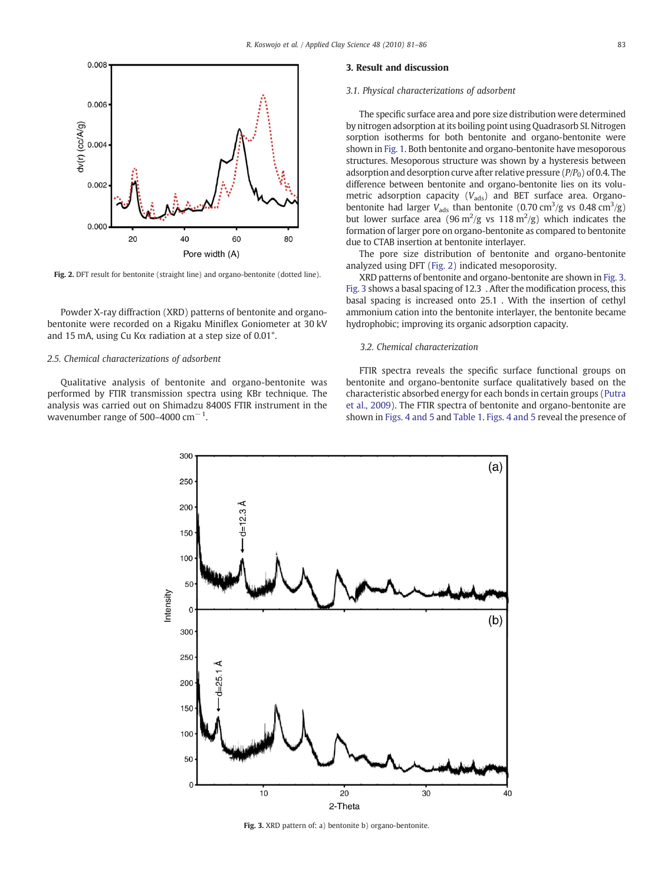Fig. 2. DFT result for bentonite (straight line) and organo-bentonite (dotted line).

Powder X-ray diffraction (XRD) patterns of bentonite and organo-bentonite were recorded on a Rigaku Miniflex Goniometer at 30 kV and 15 mA, using Cu Kα radiation at a step size of 0.01°.

### 2.5. Chemical characterizations of adsorbent

Qualitative analysis of bentonite and organo-bentonite was performed by FTIR transmission spectra using KBr technique. The analysis was carried out on Shimadzu 8400S FTIR instrument in the wavenumber range of 500–4000 $cm^{-1}$.

## 3. Result and discussion

### 3.1. Physical characterizations of adsorbent

The specific surface area and pore size distribution were determined by nitrogen adsorption at its boiling point using Quadrasorb SI. Nitrogen sorption isotherms for both bentonite and organo-bentonite were shown in Fig. 1. Both bentonite and organo-bentonite have mesoporous structures. Mesoporous structure was shown by a hysteresis between adsorption and desorption curve after relative pressure ($P/P_0$) of 0.4. The difference between bentonite and organo-bentonite lies on its volumetric adsorption capacity ($V_{ads}$) and BET surface area. Organo-bentonite had larger $V_{ads}$ than bentonite (0.70 $cm^3/g$ vs 0.48 $cm^3/g$) but lower surface area (96 $m^2/g$ vs 118 $m^2/g$) which indicates the formation of larger pore on organo-bentonite as compared to bentonite due to CTAB insertion at bentonite interlayer.

The pore size distribution of bentonite and organo-bentonite analyzed using DFT (Fig. 2) indicated mesoporosity.

XRD patterns of bentonite and organo-bentonite are shown in Fig. 3. Fig. 3 shows a basal spacing of 12.3 . After the modification process, this basal spacing is increased onto 25.1 . With the insertion of cethyl ammonium cation into the bentonite interlayer, the bentonite became hydrophobic; improving its organic adsorption capacity.

### 3.2. Chemical characterization

FTIR spectra reveals the specific surface functional groups on bentonite and organo-bentonite surface qualitatively based on the characteristic absorbed energy for each bonds in certain groups (Putra et al., 2009). The FTIR spectra of bentonite and organo-bentonite are shown in Figs. 4 and 5 and Table 1. Figs. 4 and 5 reveal the presence of

Fig. 3. XRD pattern of: a) bentonite b) organo-bentonite.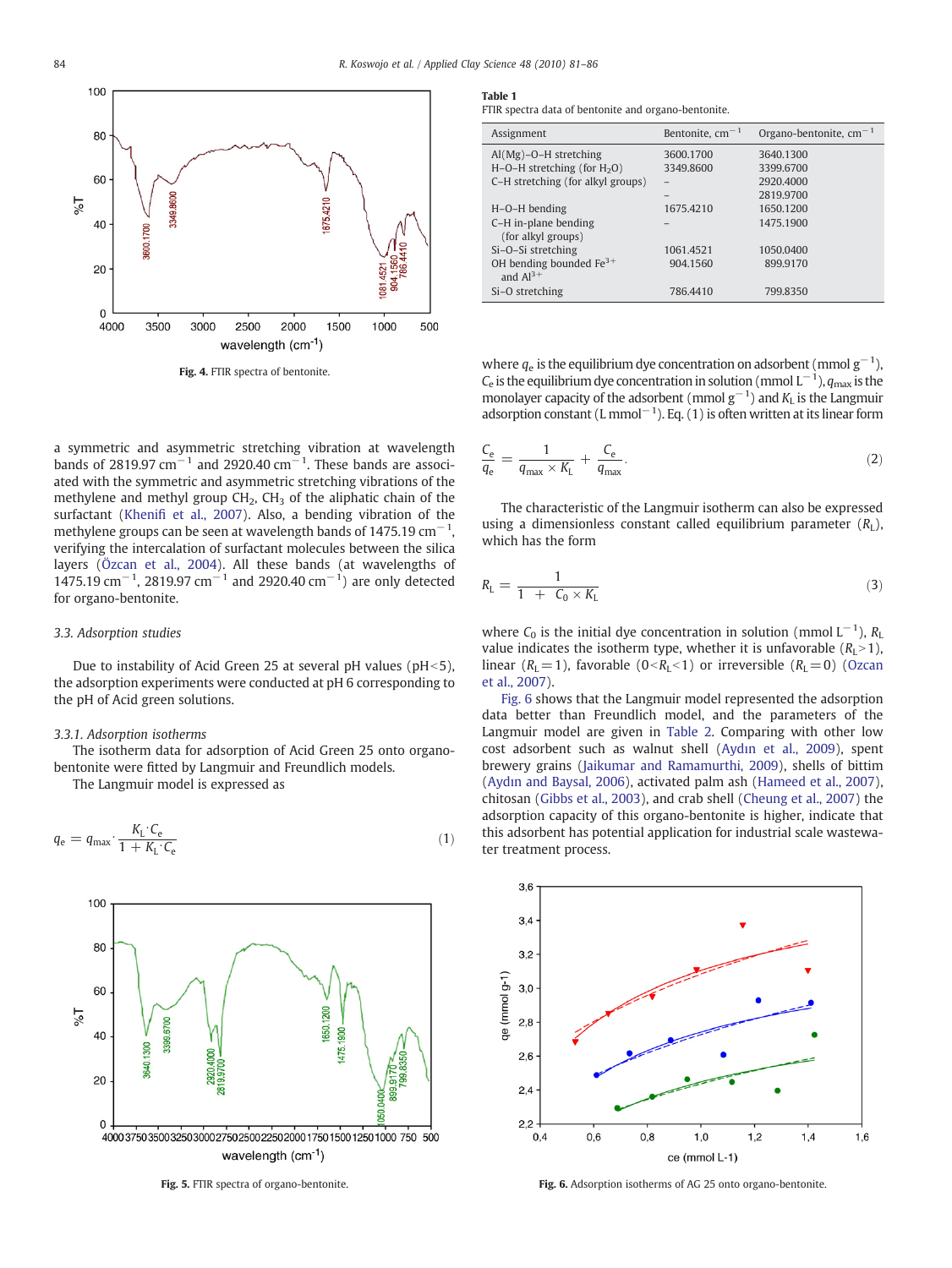Fig. 4. FTIR spectra of bentonite.

a symmetric and asymmetric stretching vibration at wavelength bands of 2819.97 $cm^{-1}$ and 2920.40 $cm^{-1}$. These bands are associated with the symmetric and asymmetric stretching vibrations of the methylene and methyl group $CH_2$, $CH_3$ of the aliphatic chain of the surfactant (Khenifi et al., 2007). Also, a bending vibration of the methylene groups can be seen at wavelength bands of 1475.19 $cm^{-1}$, verifying the intercalation of surfactant molecules between the silica layers (Özcan et al., 2004). All these bands (at wavelengths of 1475.19 $cm^{-1}$, 2819.97 $cm^{-1}$ and 2920.40 $cm^{-1}$) are only detected for organo-bentonite.

### 3.3. Adsorption studies

Due to instability of Acid Green 25 at several pH values (pH<5), the adsorption experiments were conducted at pH 6 corresponding to the pH of Acid green solutions.

#### 3.3.1. Adsorption isotherms

The isotherm data for adsorption of Acid Green 25 onto organo-bentonite were fitted by Langmuir and Freundlich models.

The Langmuir model is expressed as

$$q_e = q_{max} \cdot \frac{K_L \cdot C_e}{1 + K_L \cdot C_e} \quad (1)$$

Fig. 5. FTIR spectra of organo-bentonite.

**Table 1**
FTIR spectra data of bentonite and organo-bentonite.

| Assignment | Bentonite, $cm^{-1}$ | Organo-bentonite, $cm^{-1}$ |
|---|---|---|
| Al(Mg)–O–H stretching | 3600.1700 | 3640.1300 |
| H–O–H stretching (for $H_2O$) | 3349.8600 | 3399.6700 |
| C–H stretching (for alkyl groups) | – | 2920.4000 |
| | – | 2819.9700 |
| H–O–H bending | 1675.4210 | 1650.1200 |
| C–H in-plane bending (for alkyl groups) | – | 1475.1900 |
| Si–O–Si stretching | 1061.4521 | 1050.0400 |
| OH bending bounded $Fe^{3+}$ and $Al^{3+}$ | 904.1560 | 899.9170 |
| Si–O stretching | 786.4410 | 799.8350 |

where $q_e$ is the equilibrium dye concentration on adsorbent (mmol $g^{-1}$), $C_e$ is the equilibrium dye concentration in solution (mmol $L^{-1}$), $q_{max}$ is the monolayer capacity of the adsorbent (mmol $g^{-1}$) and $K_L$ is the Langmuir adsorption constant (L $mmol^{-1}$). Eq. (1) is often written at its linear form

$$\frac{C_e}{q_e} = \frac{1}{q_{max} \times K_L} + \frac{C_e}{q_{max}}. \quad (2)$$

The characteristic of the Langmuir isotherm can also be expressed using a dimensionless constant called equilibrium parameter ($R_L$), which has the form

$$R_L = \frac{1}{1 + C_0 \times K_L} \quad (3)$$

where $C_0$ is the initial dye concentration in solution (mmol $L^{-1}$), $R_L$ value indicates the isotherm type, whether it is unfavorable ($R_L>1$), linear ($R_L=1$), favorable ($0<R_L<1$) or irreversible ($R_L=0$) (Ozcan et al., 2007).

Fig. 6 shows that the Langmuir model represented the adsorption data better than Freundlich model, and the parameters of the Langmuir model are given in Table 2. Comparing with other low cost adsorbent such as walnut shell (Aydın et al., 2009), spent brewery grains (Jaikumar and Ramamurthi, 2009), shells of bittim (Aydın and Baysal, 2006), activated palm ash (Hameed et al., 2007), chitosan (Gibbs et al., 2003), and crab shell (Cheung et al., 2007) the adsorption capacity of this organo-bentonite is higher, indicate that this adsorbent has potential application for industrial scale wastewater treatment process.

Fig. 6. Adsorption isotherms of AG 25 onto organo-bentonite.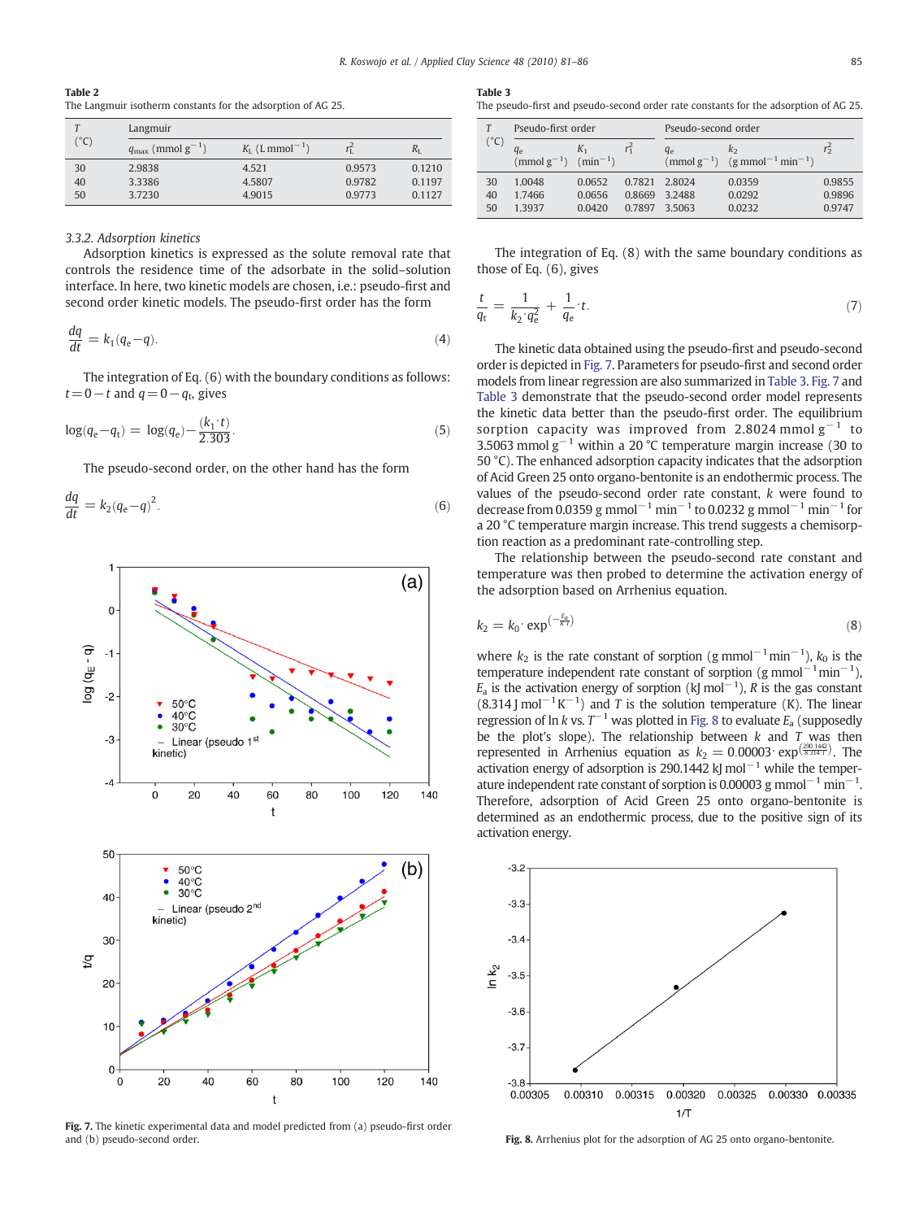**Table 2**
The Langmuir isotherm constants for the adsorption of AG 25.

| T (°C) | Langmuir | | | |
|---|---|---|---|---|
| | $q_{max}$ (mmol $g^{-1}$) | $K_L$ (L $mmol^{-1}$) | $r_L^2$ | $R_L$ |
| 30 | 2.9838 | 4.521 | 0.9573 | 0.1210 |
| 40 | 3.3386 | 4.5807 | 0.9782 | 0.1197 |
| 50 | 3.7230 | 4.9015 | 0.9773 | 0.1127 |

### 3.3.2. Adsorption kinetics

Adsorption kinetics is expressed as the solute removal rate that controls the residence time of the adsorbate in the solid–solution interface. In here, two kinetic models are chosen, i.e.: pseudo-first and second order kinetic models. The pseudo-first order has the form

$$\frac{dq}{dt} = k_1(q_e - q). \tag{4}$$

The integration of Eq. (6) with the boundary conditions as follows: $t = 0 - t$ and $q = 0 - q_t$, gives

$$\log(q_e - q_t) = \log(q_e) - \frac{(k_1 \cdot t)}{2.303}. \tag{5}$$

The pseudo-second order, on the other hand has the form

$$\frac{dq}{dt} = k_2(q_e - q)^2. \tag{6}$$

Fig. 7. The kinetic experimental data and model predicted from (a) pseudo-first order and (b) pseudo-second order.

**Table 3**
The pseudo-first and pseudo-second order rate constants for the adsorption of AG 25.

| T (°C) | Pseudo-first order | | | Pseudo-second order | | |
|---|---|---|---|---|---|---|
| | $q_e$ (mmol $g^{-1}$) | $K_1$ ($min^{-1}$) | $r_1^2$ | $q_e$ (mmol $g^{-1}$) | $k_2$ (g $mmol^{-1}$ $min^{-1}$) | $r_2^2$ |
| 30 | 1.0048 | 0.0652 | 0.7821 | 2.8024 | 0.0359 | 0.9855 |
| 40 | 1.7466 | 0.0656 | 0.8669 | 3.2488 | 0.0292 | 0.9896 |
| 50 | 1.3937 | 0.0420 | 0.7897 | 3.5063 | 0.0232 | 0.9747 |

The integration of Eq. (8) with the same boundary conditions as those of Eq. (6), gives

$$\frac{t}{q_t} = \frac{1}{k_2 \cdot q_e^2} + \frac{1}{q_e} \cdot t. \tag{7}$$

The kinetic data obtained using the pseudo-first and pseudo-second order is depicted in Fig. 7. Parameters for pseudo-first and second order models from linear regression are also summarized in Table 3. Fig. 7 and Table 3 demonstrate that the pseudo-second order model represents the kinetic data better than the pseudo-first order. The equilibrium sorption capacity was improved from 2.8024 mmol $g^{-1}$ to 3.5063 mmol $g^{-1}$ within a 20 °C temperature margin increase (30 to 50 °C). The enhanced adsorption capacity indicates that the adsorption of Acid Green 25 onto organo-bentonite is an endothermic process. The values of the pseudo-second order rate constant, $k$ were found to decrease from 0.0359 g $mmol^{-1}$ $min^{-1}$ to 0.0232 g $mmol^{-1}$ $min^{-1}$ for a 20 °C temperature margin increase. This trend suggests a chemisorption reaction as a predominant rate-controlling step.

The relationship between the pseudo-second rate constant and temperature was then probed to determine the activation energy of the adsorption based on Arrhenius equation.

$$k_2 = k_0 \cdot \exp^{\left(-\frac{E_a}{R \cdot T}\right)} \tag{8}$$

where $k_2$ is the rate constant of sorption (g $mmol^{-1}$ $min^{-1}$), $k_0$ is the temperature independent rate constant of sorption (g $mmol^{-1}$ $min^{-1}$), $E_a$ is the activation energy of sorption (kJ $mol^{-1}$), $R$ is the gas constant (8.314 J $mol^{-1}$ $K^{-1}$) and $T$ is the solution temperature (K). The linear regression of ln $k$ vs. $T^{-1}$ was plotted in Fig. 8 to evaluate $E_a$ (supposedly be the plot's slope). The relationship between $k$ and $T$ was then represented in Arrhenius equation as $k_2 = 0.00003 \cdot \exp^{\left(\frac{290.1442}{8.314 \cdot T}\right)}$. The activation energy of adsorption is 290.1442 kJ $mol^{-1}$ while the temperature independent rate constant of sorption is 0.00003 g $mmol^{-1}$ $min^{-1}$. Therefore, adsorption of Acid Green 25 onto organo-bentonite is determined as an endothermic process, due to the positive sign of its activation energy.

Fig. 8. Arrhenius plot for the adsorption of AG 25 onto organo-bentonite.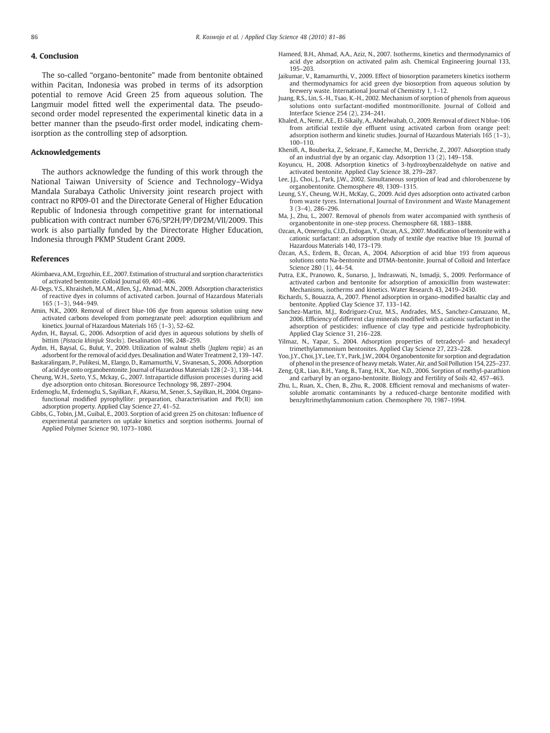## 4. Conclusion

The so-called "organo-bentonite" made from bentonite obtained within Pacitan, Indonesia was probed in terms of its adsorption potential to remove Acid Green 25 from aqueous solution. The Langmuir model fitted well the experimental data. The pseudo-second order model represented the experimental kinetic data in a better manner than the pseudo-first order model, indicating chemisorption as the controlling step of adsorption.

## Acknowledgements

The authors acknowledge the funding of this work through the National Taiwan University of Science and Technology–Widya Mandala Surabaya Catholic University joint research project with contract no RP09-01 and the Directorate General of Higher Education Republic of Indonesia through competitive grant for international publication with contract number 676/SP2H/PP/DP2M/VII/2009. This work is also partially funded by the Directorate Higher Education, Indonesia through PKMP Student Grant 2009.

## References

Akimbaeva, A.M., Ergozhin, E.E., 2007. Estimation of structural and sorption characteristics of activated bentonite. Colloid Journal 69, 401–406.

Al-Degs, Y.S., Khraisheh, M.A.M., Allen, S.J., Ahmad, M.N., 2009. Adsorption characteristics of reactive dyes in columns of activated carbon. Journal of Hazardous Materials 165 (1–3), 944–949.

Amin, N.K., 2009. Removal of direct blue-106 dye from aqueous solution using new activated carbons developed from pomegranate peel: adsorption equilibrium and kinetics. Journal of Hazardous Materials 165 (1–3), 52–62.

Aydın, H., Baysal, G., 2006. Adsorption of acid dyes in aqueous solutions by shells of bittim (*Pistacia khinjuk Stocks*). Desalination 196, 248–259.

Aydın, H., Baysal, G., Bulut, Y., 2009. Utilization of walnut shells (*Juglans regia*) as an adsorbent for the removal of acid dyes. Desalination and Water Treatment 2, 139–147.

Baskaralingam, P., Pulikesi, M., Elango, D., Ramamurthi, V., Sivanesan, S., 2006. Adsorption of acid dye onto organobentonite. Journal of Hazardous Materials 128 (2–3), 138–144.

Cheung, W.H., Szeto, Y.S., Mckay, G., 2007. Intraparticle diffusion processes during acid dye adsorption onto chitosan. Bioresource Technology 98, 2897–2904.

Erdemoglu, M., Erdemoglu, S., Sayilkan, F., Akarsu, M., Sener, S., Sayilkan, H., 2004. Organo-functional modified pyrophyllite: preparation, characterisation and Pb(II) ion adsorption property. Applied Clay Science 27, 41–52.

Gibbs, G., Tobin, J.M., Guibal, E., 2003. Sorption of acid green 25 on chitosan: Influence of experimental parameters on uptake kinetics and sorption isotherms. Journal of Applied Polymer Science 90, 1073–1080.

Hameed, B.H., Ahmad, A.A., Aziz, N., 2007. Isotherms, kinetics and thermodynamics of acid dye adsorption on activated palm ash. Chemical Engineering Journal 133, 195–203.

Jaikumar, V., Ramamurthi, V., 2009. Effect of biosorption parameters kinetics isotherm and thermodynamics for acid green dye biosorption from aqueous solution by brewery waste. International Journal of Chemistry 1, 1–12.

Juang, R.S., Lin, S.-H., Tsao, K.-H., 2002. Mechanism of sorption of phenols from aqueous solutions onto surfactant-modified montmorillonite. Journal of Colloid and Interface Science 254 (2), 234–241.

Khaled, A., Nemr, A.E., El-Sikaily, A., Abdelwahab, O., 2009. Removal of direct N blue-106 from artificial textile dye effluent using activated carbon from orange peel: adsorption isotherm and kinetic studies. Journal of Hazardous Materials 165 (1–3), 100–110.

Khenifi, A., Bouberka, Z., Sekrane, F., Kameche, M., Derriche, Z., 2007. Adsorption study of an industrial dye by an organic clay. Adsorption 13 (2), 149–158.

Koyuncu, H., 2008. Adsorption kinetics of 3-hydroxybenzaldehyde on native and activated bentonite. Applied Clay Science 38, 279–287.

Lee, J.J., Choi, J., Park, J.W., 2002. Simultaneous sorption of lead and chlorobenzene by organobentonite. Chemosphere 49, 1309–1315.

Leung, S.Y., Cheung, W.H., McKay, G., 2009. Acid dyes adsorption onto activated carbon from waste tyres. International Journal of Environment and Waste Management 3 (3–4), 286–296.

Ma, J., Zhu, L., 2007. Removal of phenols from water accompanied with synthesis of organobentonite in one-step process. Chemosphere 68, 1883–1888.

Ozcan, A., Omeroglu, C.I.D., Erdogan, Y., Ozcan, A.S., 2007. Modification of bentonite with a cationic surfactant: an adsorption study of textile dye reactive blue 19. Journal of Hazardous Materials 140, 173–179.

Özcan, A.S., Erdem, B., Özcan, A., 2004. Adsorption of acid blue 193 from aqueous solutions onto Na-bentonite and DTMA-bentonite. Journal of Colloid and Interface Science 280 (1), 44–54.

Putra, E.K., Pranowo, R., Sunarso, J., Indraswati, N., Ismadji, S., 2009. Performance of activated carbon and bentonite for adsorption of amoxicillin from wastewater: Mechanisms, isotherms and kinetics. Water Research 43, 2419–2430.

Richards, S., Bouazza, A., 2007. Phenol adsorption in organo-modified basaltic clay and bentonite. Applied Clay Science 37, 133–142.

Sanchez-Martin, M.J., Rodriguez-Cruz, M.S., Andrades, M.S., Sanchez-Camazano, M., 2006. Efficiency of different clay minerals modified with a cationic surfactant in the adsorption of pesticides: influence of clay type and pesticide hydrophobicity. Applied Clay Science 31, 216–228.

Yilmaz, N., Yapar, S., 2004. Adsorption properties of tetradecyl- and hexadecyl trimethylammonium bentonites. Applied Clay Science 27, 223–228.

Yoo, J.Y., Choi, J.Y., Lee, T.Y., Park, J.W., 2004. Organobentonite for sorption and degradation of phenol in the presence of heavy metals. Water, Air, and Soil Pollution 154, 225–237.

Zeng, Q.R., Liao, B.H., Yang, B., Tang, H.X., Xue, N.D., 2006. Sorption of methyl-parathion and carbaryl by an organo-bentonite. Biology and Fertility of Soils 42, 457–463.

Zhu, L., Ruan, X., Chen, B., Zhu, R., 2008. Efficient removal and mechanisms of water-soluble aromatic contaminants by a reduced-charge bentonite modified with benzyltrimethylammonium cation. Chemosphere 70, 1987–1994.